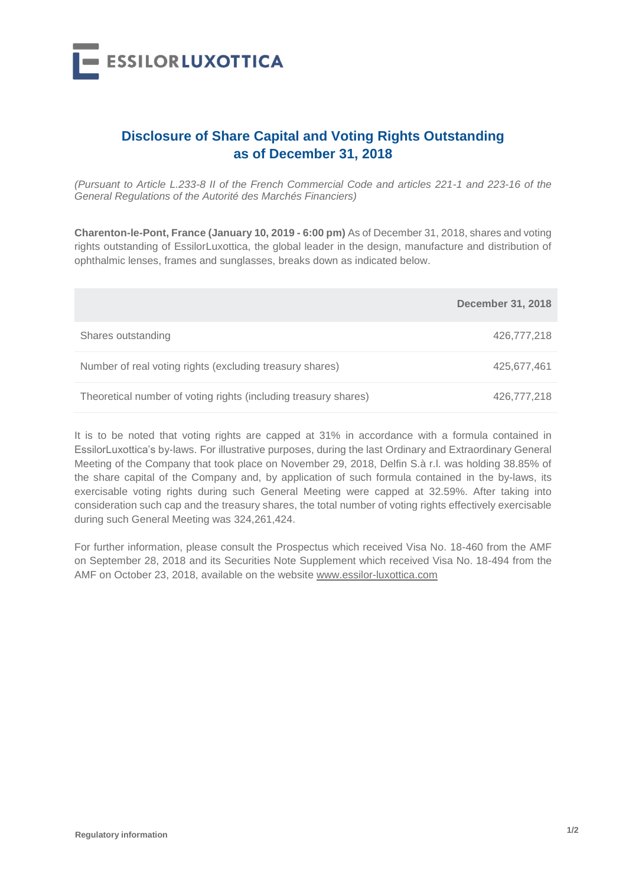# Disclosure of Share Capital and Voting Rights Outstanding as of December 31, 2018

*(Pursuant to Article L.233-8 II of the French Commercial Code and articles 221-1 and 223-16 of the General Regulations of the Autorité des Marchés Financiers)*

**Charenton-le-Pont, France (January 10, 2019 - 6:00 pm)** As of December 31, 2018, shares and voting rights outstanding of EssilorLuxottica, the global leader in the design, manufacture and distribution of ophthalmic lenses, frames and sunglasses, breaks down as indicated below.

| | **December 31, 2018** |
|---|---|
| Shares outstanding | 426,777,218 |
| Number of real voting rights (excluding treasury shares) | 425,677,461 |
| Theoretical number of voting rights (including treasury shares) | 426,777,218 |

It is to be noted that voting rights are capped at 31% in accordance with a formula contained in EssilorLuxottica's by-laws. For illustrative purposes, during the last Ordinary and Extraordinary General Meeting of the Company that took place on November 29, 2018, Delfin S.à r.l. was holding 38.85% of the share capital of the Company and, by application of such formula contained in the by-laws, its exercisable voting rights during such General Meeting were capped at 32.59%. After taking into consideration such cap and the treasury shares, the total number of voting rights effectively exercisable during such General Meeting was 324,261,424.

For further information, please consult the Prospectus which received Visa No. 18-460 from the AMF on September 28, 2018 and its Securities Note Supplement which received Visa No. 18-494 from the AMF on October 23, 2018, available on the website www.essilor-luxottica.com

**Regulatory information**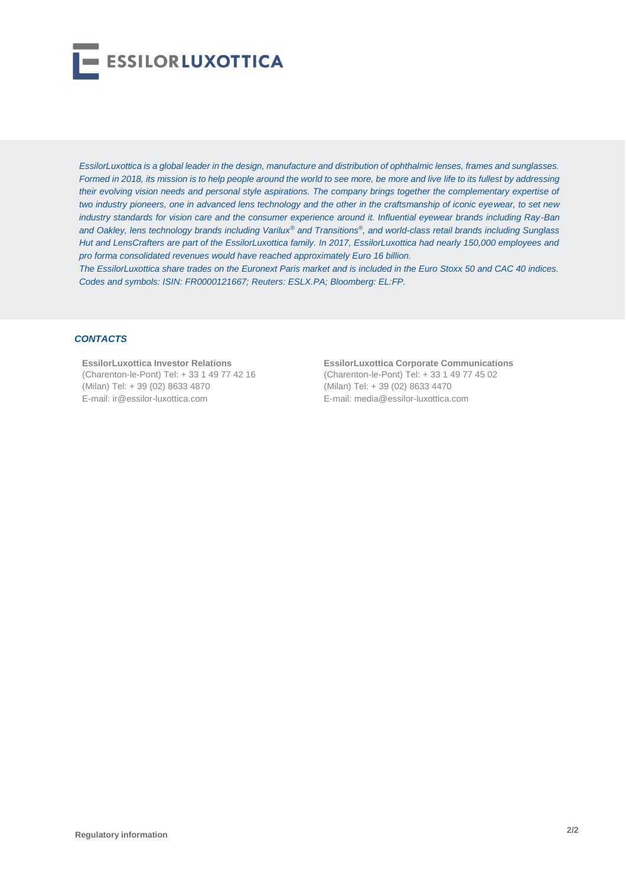*EssilorLuxottica is a global leader in the design, manufacture and distribution of ophthalmic lenses, frames and sunglasses. Formed in 2018, its mission is to help people around the world to see more, be more and live life to its fullest by addressing their evolving vision needs and personal style aspirations. The company brings together the complementary expertise of two industry pioneers, one in advanced lens technology and the other in the craftsmanship of iconic eyewear, to set new industry standards for vision care and the consumer experience around it. Influential eyewear brands including Ray-Ban and Oakley, lens technology brands including Varilux® and Transitions®, and world-class retail brands including Sunglass Hut and LensCrafters are part of the EssilorLuxottica family. In 2017, EssilorLuxottica had nearly 150,000 employees and pro forma consolidated revenues would have reached approximately Euro 16 billion.*

*The EssilorLuxottica share trades on the Euronext Paris market and is included in the Euro Stoxx 50 and CAC 40 indices. Codes and symbols: ISIN: FR0000121667; Reuters: ESLX.PA; Bloomberg: EL:FP.*

### *CONTACTS*

**EssilorLuxottica Investor Relations**
(Charenton-le-Pont) Tel: + 33 1 49 77 42 16
(Milan) Tel: + 39 (02) 8633 4870
E-mail: ir@essilor-luxottica.com

**EssilorLuxottica Corporate Communications**
(Charenton-le-Pont) Tel: + 33 1 49 77 45 02
(Milan) Tel: + 39 (02) 8633 4470
E-mail: media@essilor-luxottica.com